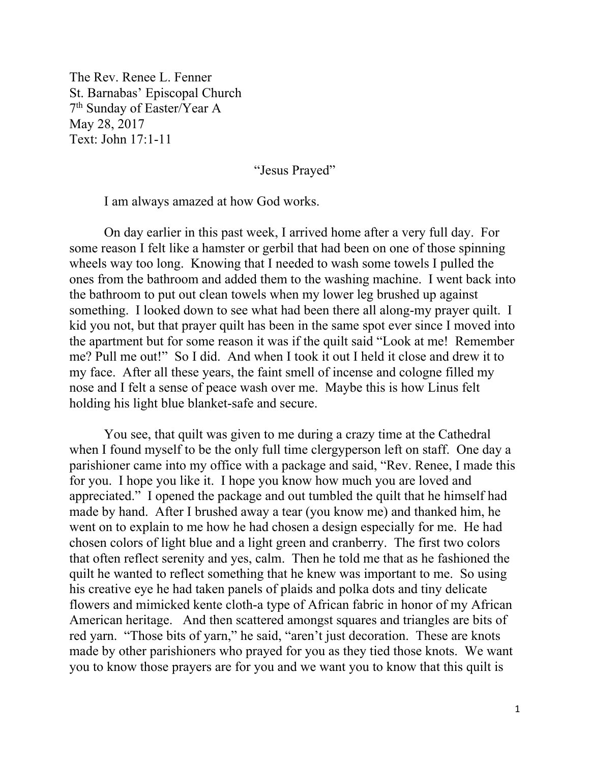The Rev. Renee L. Fenner
St. Barnabas' Episcopal Church
7th Sunday of Easter/Year A
May 28, 2017
Text: John 17:1-11

"Jesus Prayed"

I am always amazed at how God works.

On day earlier in this past week, I arrived home after a very full day. For some reason I felt like a hamster or gerbil that had been on one of those spinning wheels way too long. Knowing that I needed to wash some towels I pulled the ones from the bathroom and added them to the washing machine. I went back into the bathroom to put out clean towels when my lower leg brushed up against something. I looked down to see what had been there all along-my prayer quilt. I kid you not, but that prayer quilt has been in the same spot ever since I moved into the apartment but for some reason it was if the quilt said "Look at me! Remember me? Pull me out!" So I did. And when I took it out I held it close and drew it to my face. After all these years, the faint smell of incense and cologne filled my nose and I felt a sense of peace wash over me. Maybe this is how Linus felt holding his light blue blanket-safe and secure.

You see, that quilt was given to me during a crazy time at the Cathedral when I found myself to be the only full time clergyperson left on staff. One day a parishioner came into my office with a package and said, "Rev. Renee, I made this for you. I hope you like it. I hope you know how much you are loved and appreciated." I opened the package and out tumbled the quilt that he himself had made by hand. After I brushed away a tear (you know me) and thanked him, he went on to explain to me how he had chosen a design especially for me. He had chosen colors of light blue and a light green and cranberry. The first two colors that often reflect serenity and yes, calm. Then he told me that as he fashioned the quilt he wanted to reflect something that he knew was important to me. So using his creative eye he had taken panels of plaids and polka dots and tiny delicate flowers and mimicked kente cloth-a type of African fabric in honor of my African American heritage. And then scattered amongst squares and triangles are bits of red yarn. "Those bits of yarn," he said, "aren't just decoration. These are knots made by other parishioners who prayed for you as they tied those knots. We want you to know those prayers are for you and we want you to know that this quilt is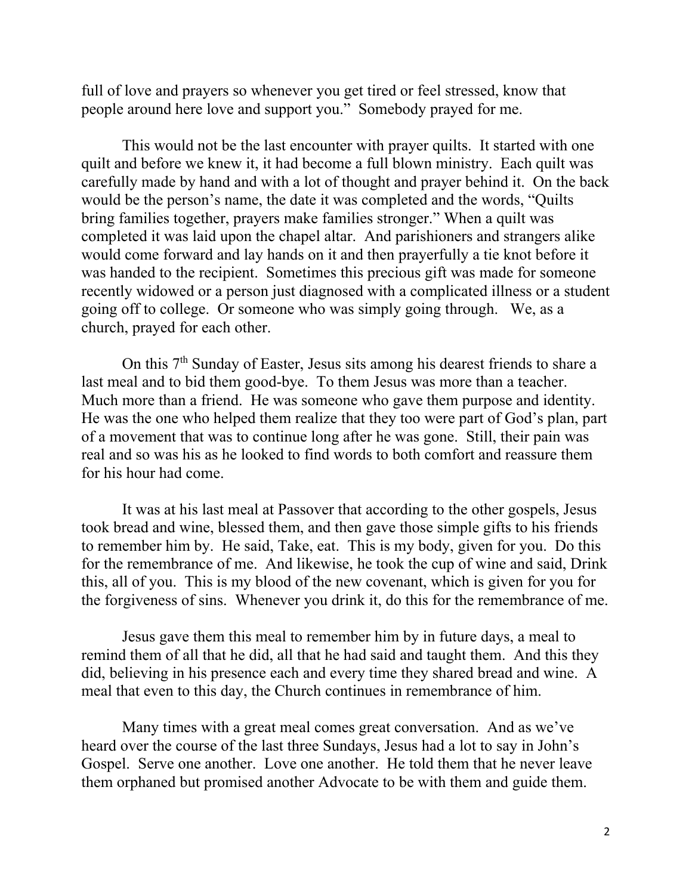full of love and prayers so whenever you get tired or feel stressed, know that people around here love and support you." Somebody prayed for me.

This would not be the last encounter with prayer quilts. It started with one quilt and before we knew it, it had become a full blown ministry. Each quilt was carefully made by hand and with a lot of thought and prayer behind it. On the back would be the person's name, the date it was completed and the words, "Quilts bring families together, prayers make families stronger." When a quilt was completed it was laid upon the chapel altar. And parishioners and strangers alike would come forward and lay hands on it and then prayerfully a tie knot before it was handed to the recipient. Sometimes this precious gift was made for someone recently widowed or a person just diagnosed with a complicated illness or a student going off to college. Or someone who was simply going through. We, as a church, prayed for each other.

On this 7th Sunday of Easter, Jesus sits among his dearest friends to share a last meal and to bid them good-bye. To them Jesus was more than a teacher. Much more than a friend. He was someone who gave them purpose and identity. He was the one who helped them realize that they too were part of God's plan, part of a movement that was to continue long after he was gone. Still, their pain was real and so was his as he looked to find words to both comfort and reassure them for his hour had come.

It was at his last meal at Passover that according to the other gospels, Jesus took bread and wine, blessed them, and then gave those simple gifts to his friends to remember him by. He said, Take, eat. This is my body, given for you. Do this for the remembrance of me. And likewise, he took the cup of wine and said, Drink this, all of you. This is my blood of the new covenant, which is given for you for the forgiveness of sins. Whenever you drink it, do this for the remembrance of me.

Jesus gave them this meal to remember him by in future days, a meal to remind them of all that he did, all that he had said and taught them. And this they did, believing in his presence each and every time they shared bread and wine. A meal that even to this day, the Church continues in remembrance of him.

Many times with a great meal comes great conversation. And as we've heard over the course of the last three Sundays, Jesus had a lot to say in John's Gospel. Serve one another. Love one another. He told them that he never leave them orphaned but promised another Advocate to be with them and guide them.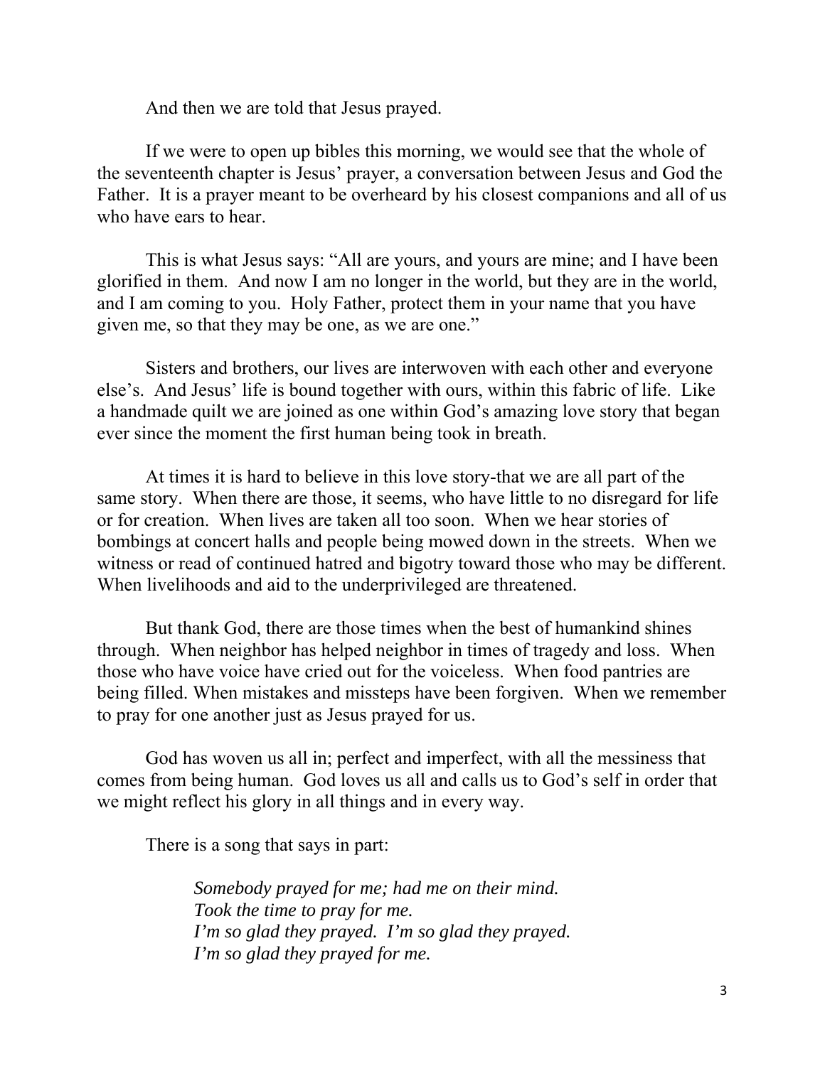And then we are told that Jesus prayed.

If we were to open up bibles this morning, we would see that the whole of the seventeenth chapter is Jesus' prayer, a conversation between Jesus and God the Father. It is a prayer meant to be overheard by his closest companions and all of us who have ears to hear.

This is what Jesus says: "All are yours, and yours are mine; and I have been glorified in them. And now I am no longer in the world, but they are in the world, and I am coming to you. Holy Father, protect them in your name that you have given me, so that they may be one, as we are one."

Sisters and brothers, our lives are interwoven with each other and everyone else's. And Jesus' life is bound together with ours, within this fabric of life. Like a handmade quilt we are joined as one within God's amazing love story that began ever since the moment the first human being took in breath.

At times it is hard to believe in this love story-that we are all part of the same story. When there are those, it seems, who have little to no disregard for life or for creation. When lives are taken all too soon. When we hear stories of bombings at concert halls and people being mowed down in the streets. When we witness or read of continued hatred and bigotry toward those who may be different. When livelihoods and aid to the underprivileged are threatened.

But thank God, there are those times when the best of humankind shines through. When neighbor has helped neighbor in times of tragedy and loss. When those who have voice have cried out for the voiceless. When food pantries are being filled. When mistakes and missteps have been forgiven. When we remember to pray for one another just as Jesus prayed for us.

God has woven us all in; perfect and imperfect, with all the messiness that comes from being human. God loves us all and calls us to God's self in order that we might reflect his glory in all things and in every way.

There is a song that says in part:

> *Somebody prayed for me; had me on their mind.*
> *Took the time to pray for me.*
> *I'm so glad they prayed. I'm so glad they prayed.*
> *I'm so glad they prayed for me.*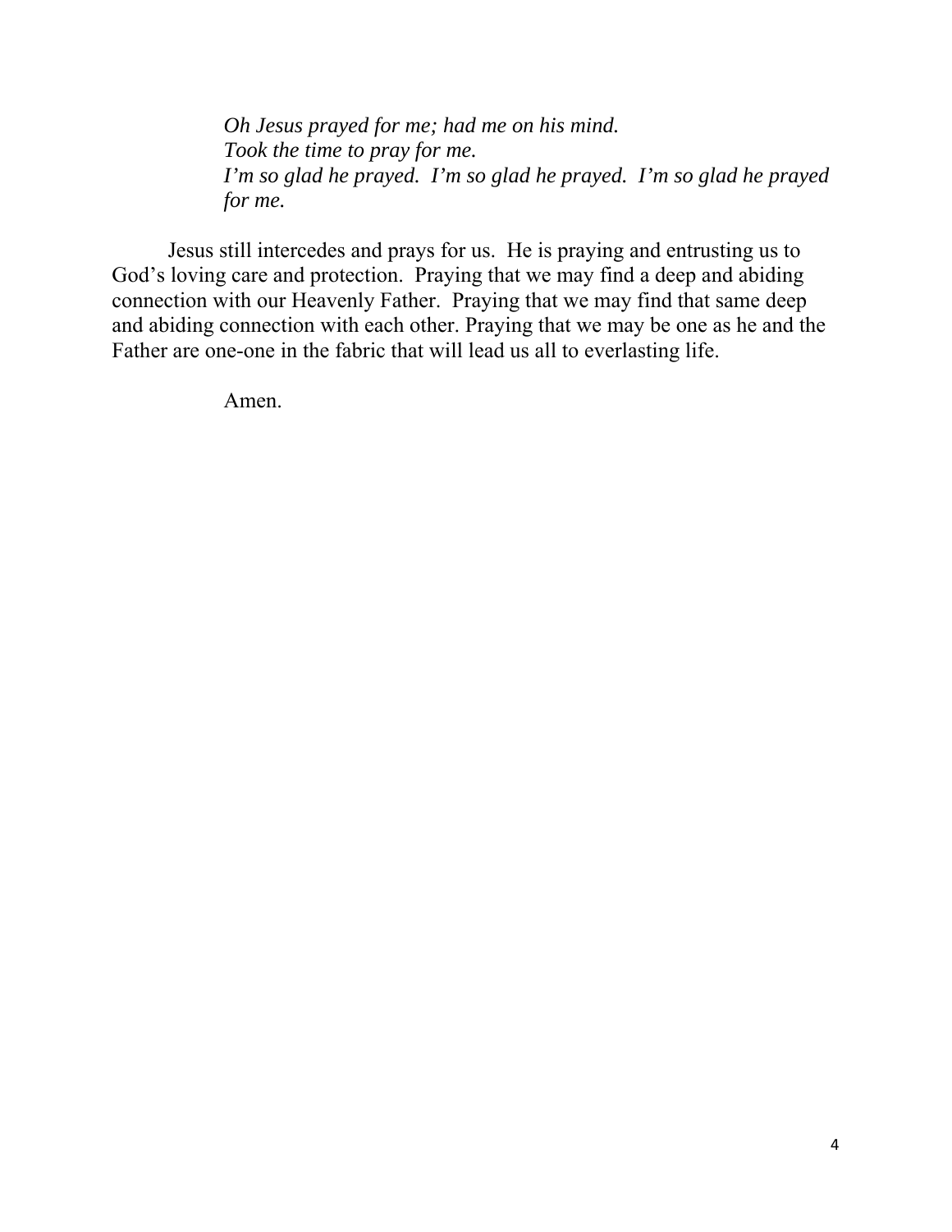*Oh Jesus prayed for me; had me on his mind.*
*Took the time to pray for me.*
*I'm so glad he prayed. I'm so glad he prayed. I'm so glad he prayed for me.*

Jesus still intercedes and prays for us. He is praying and entrusting us to God's loving care and protection. Praying that we may find a deep and abiding connection with our Heavenly Father. Praying that we may find that same deep and abiding connection with each other. Praying that we may be one as he and the Father are one-one in the fabric that will lead us all to everlasting life.

Amen.